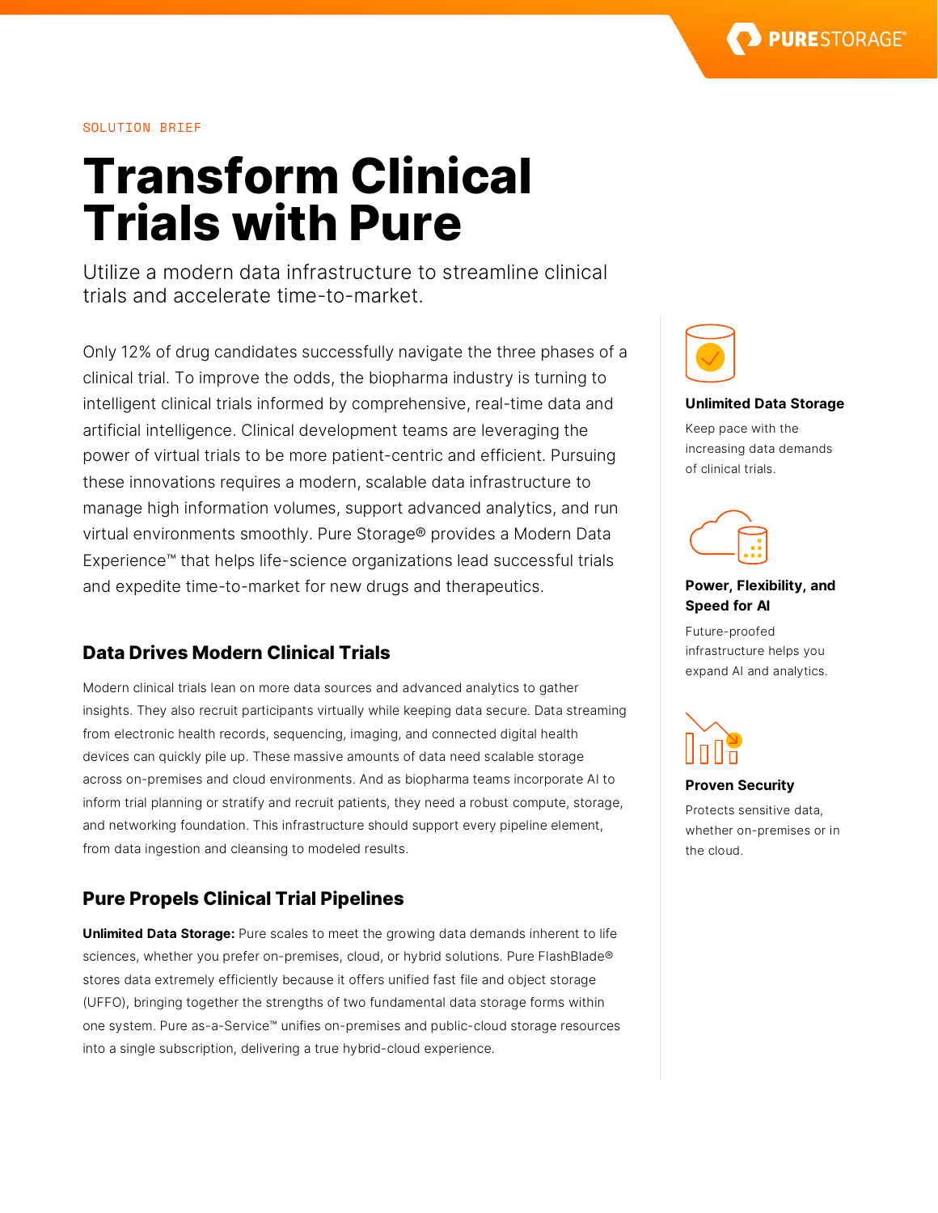SOLUTION BRIEF

# Transform Clinical Trials with Pure

Utilize a modern data infrastructure to streamline clinical trials and accelerate time-to-market.

Only 12% of drug candidates successfully navigate the three phases of a clinical trial. To improve the odds, the biopharma industry is turning to intelligent clinical trials informed by comprehensive, real-time data and artificial intelligence. Clinical development teams are leveraging the power of virtual trials to be more patient-centric and efficient. Pursuing these innovations requires a modern, scalable data infrastructure to manage high information volumes, support advanced analytics, and run virtual environments smoothly. Pure Storage® provides a Modern Data Experience™ that helps life-science organizations lead successful trials and expedite time-to-market for new drugs and therapeutics.

## Data Drives Modern Clinical Trials

Modern clinical trials lean on more data sources and advanced analytics to gather insights. They also recruit participants virtually while keeping data secure. Data streaming from electronic health records, sequencing, imaging, and connected digital health devices can quickly pile up. These massive amounts of data need scalable storage across on-premises and cloud environments. And as biopharma teams incorporate AI to inform trial planning or stratify and recruit patients, they need a robust compute, storage, and networking foundation. This infrastructure should support every pipeline element, from data ingestion and cleansing to modeled results.

## Pure Propels Clinical Trial Pipelines

**Unlimited Data Storage:** Pure scales to meet the growing data demands inherent to life sciences, whether you prefer on-premises, cloud, or hybrid solutions. Pure FlashBlade® stores data extremely efficiently because it offers unified fast file and object storage (UFFO), bringing together the strengths of two fundamental data storage forms within one system. Pure as-a-Service™ unifies on-premises and public-cloud storage resources into a single subscription, delivering a true hybrid-cloud experience.

**Unlimited Data Storage**

Keep pace with the increasing data demands of clinical trials.

**Power, Flexibility, and Speed for AI**

Future-proofed infrastructure helps you expand AI and analytics.

**Proven Security**

Protects sensitive data, whether on-premises or in the cloud.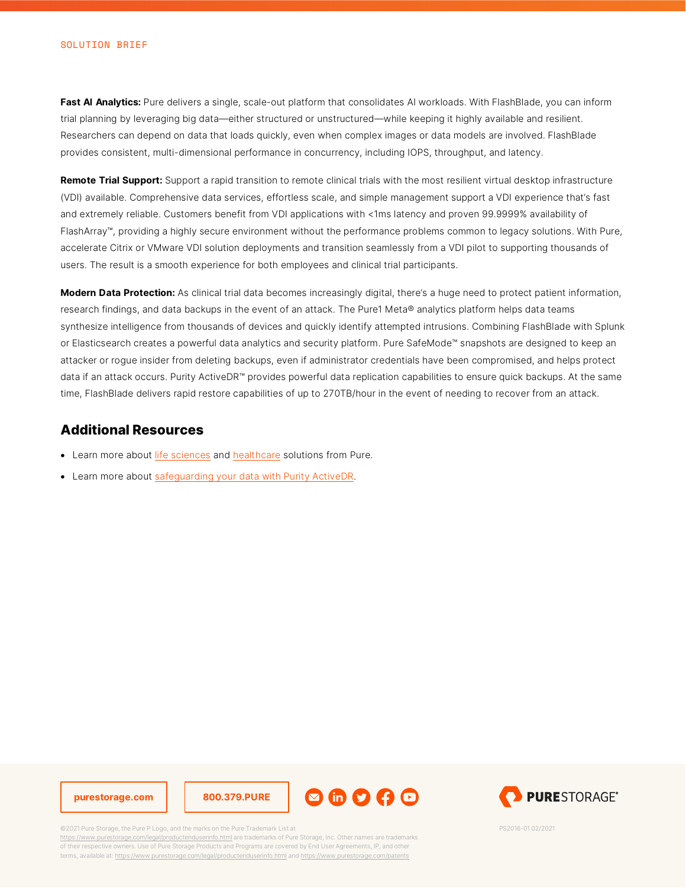**Fast AI Analytics:** Pure delivers a single, scale-out platform that consolidates AI workloads. With FlashBlade, you can inform trial planning by leveraging big data—either structured or unstructured—while keeping it highly available and resilient. Researchers can depend on data that loads quickly, even when complex images or data models are involved. FlashBlade provides consistent, multi-dimensional performance in concurrency, including IOPS, throughput, and latency.

**Remote Trial Support:** Support a rapid transition to remote clinical trials with the most resilient virtual desktop infrastructure (VDI) available. Comprehensive data services, effortless scale, and simple management support a VDI experience that's fast and extremely reliable. Customers benefit from VDI applications with <1ms latency and proven 99.9999% availability of FlashArray™, providing a highly secure environment without the performance problems common to legacy solutions. With Pure, accelerate Citrix or VMware VDI solution deployments and transition seamlessly from a VDI pilot to supporting thousands of users. The result is a smooth experience for both employees and clinical trial participants.

**Modern Data Protection:** As clinical trial data becomes increasingly digital, there's a huge need to protect patient information, research findings, and data backups in the event of an attack. The Pure1 Meta® analytics platform helps data teams synthesize intelligence from thousands of devices and quickly identify attempted intrusions. Combining FlashBlade with Splunk or Elasticsearch creates a powerful data analytics and security platform. Pure SafeMode™ snapshots are designed to keep an attacker or rogue insider from deleting backups, even if administrator credentials have been compromised, and helps protect data if an attack occurs. Purity ActiveDR™ provides powerful data replication capabilities to ensure quick backups. At the same time, FlashBlade delivers rapid restore capabilities of up to 270TB/hour in the event of needing to recover from an attack.

## Additional Resources

- Learn more about life sciences and healthcare solutions from Pure.
- Learn more about safeguarding your data with Purity ActiveDR.

purestorage.com

800.379.PURE

©2021 Pure Storage, the Pure P Logo, and the marks on the Pure Trademark List at https://www.purestorage.com/legal/productenduserinfo.html are trademarks of Pure Storage, Inc. Other names are trademarks of their respective owners. Use of Pure Storage Products and Programs are covered by End User Agreements, IP, and other terms, available at: https://www.purestorage.com/legal/productenduserinfo.html and https://www.purestorage.com/patents

PS2016-01 02/2021